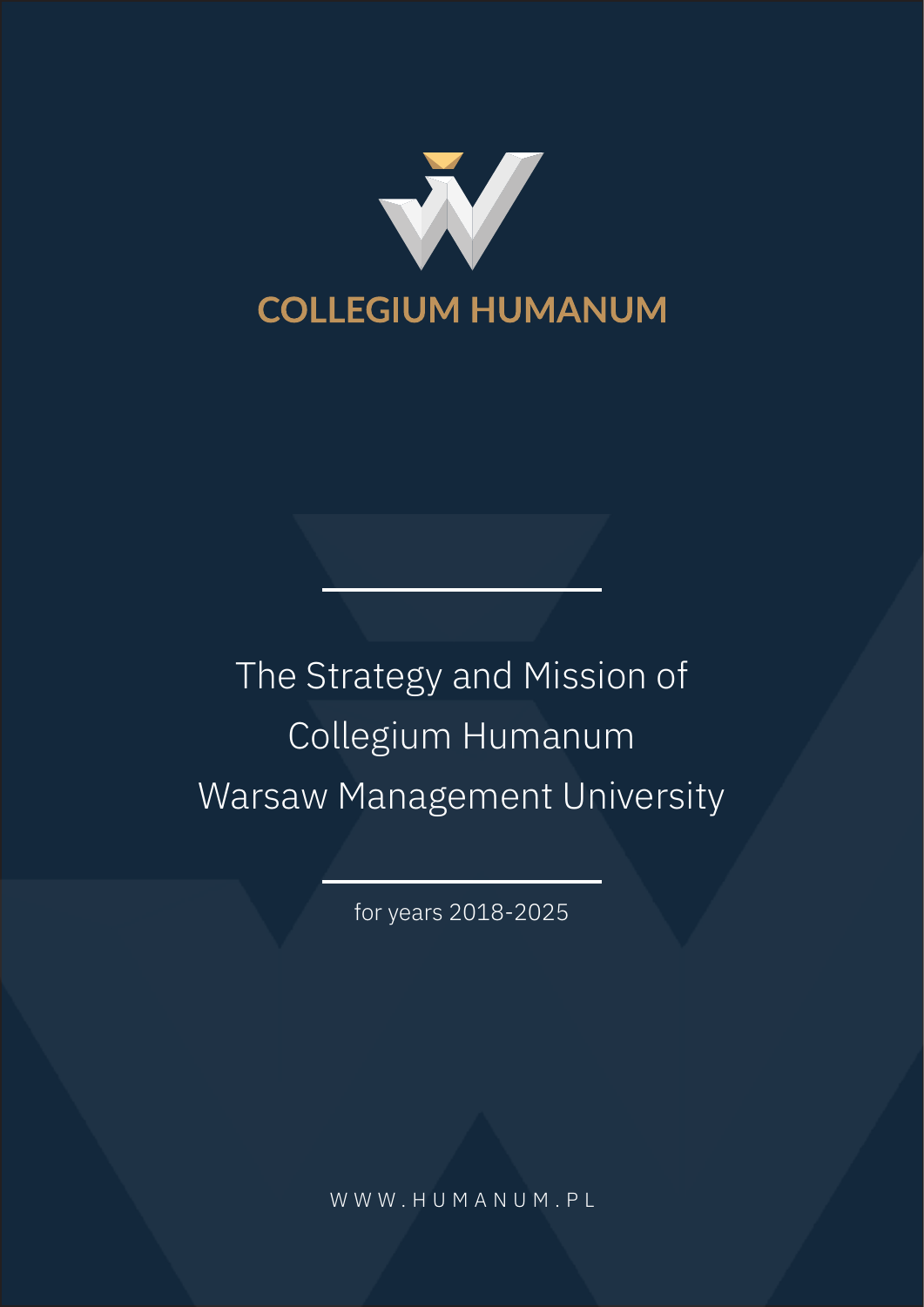COLLEGIUM HUMANUM

# The Strategy and Mission of Collegium Humanum Warsaw Management University

for years 2018-2025

WWW.HUMANUM.PL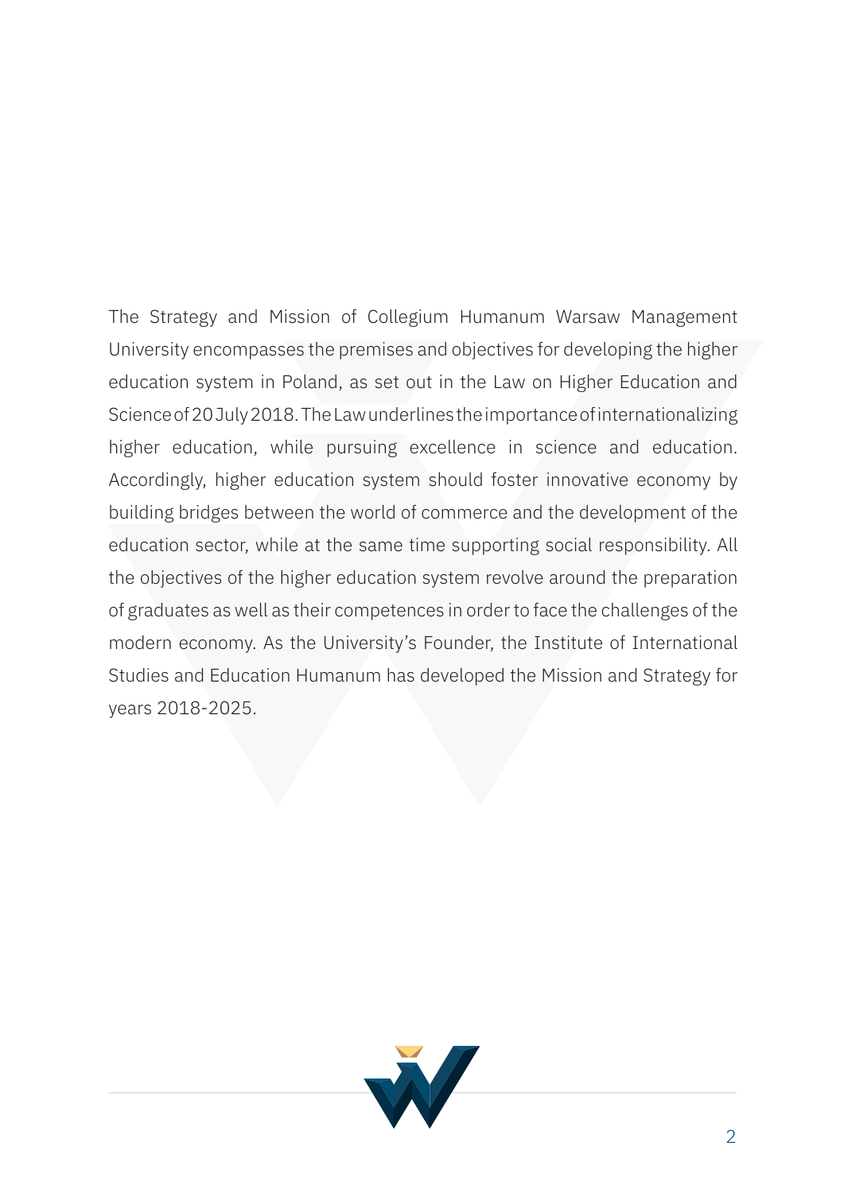The Strategy and Mission of Collegium Humanum Warsaw Management University encompasses the premises and objectives for developing the higher education system in Poland, as set out in the Law on Higher Education and Science of 20 July 2018. The Law underlines the importance of internationalizing higher education, while pursuing excellence in science and education. Accordingly, higher education system should foster innovative economy by building bridges between the world of commerce and the development of the education sector, while at the same time supporting social responsibility. All the objectives of the higher education system revolve around the preparation of graduates as well as their competences in order to face the challenges of the modern economy. As the University's Founder, the Institute of International Studies and Education Humanum has developed the Mission and Strategy for years 2018-2025.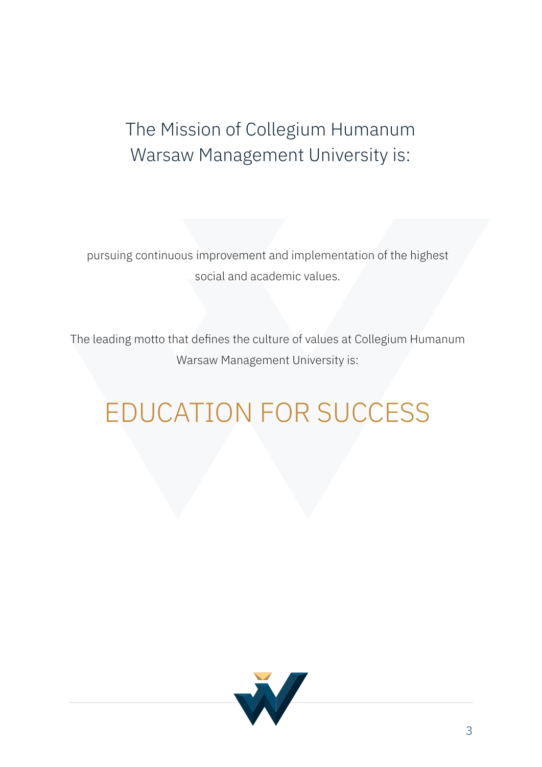## The Mission of Collegium Humanum Warsaw Management University is:

pursuing continuous improvement and implementation of the highest social and academic values.

The leading motto that defines the culture of values at Collegium Humanum Warsaw Management University is:

# EDUCATION FOR SUCCESS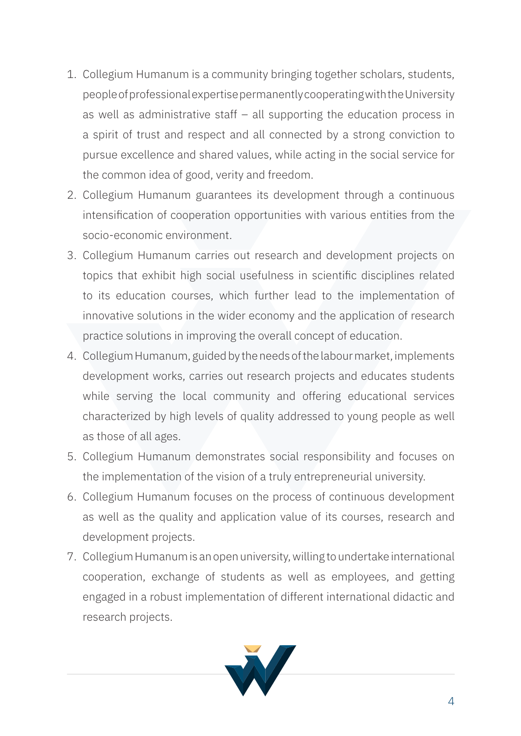1. Collegium Humanum is a community bringing together scholars, students, people of professional expertise permanently cooperating with the University as well as administrative staff – all supporting the education process in a spirit of trust and respect and all connected by a strong conviction to pursue excellence and shared values, while acting in the social service for the common idea of good, verity and freedom.
2. Collegium Humanum guarantees its development through a continuous intensification of cooperation opportunities with various entities from the socio-economic environment.
3. Collegium Humanum carries out research and development projects on topics that exhibit high social usefulness in scientific disciplines related to its education courses, which further lead to the implementation of innovative solutions in the wider economy and the application of research practice solutions in improving the overall concept of education.
4. Collegium Humanum, guided by the needs of the labour market, implements development works, carries out research projects and educates students while serving the local community and offering educational services characterized by high levels of quality addressed to young people as well as those of all ages.
5. Collegium Humanum demonstrates social responsibility and focuses on the implementation of the vision of a truly entrepreneurial university.
6. Collegium Humanum focuses on the process of continuous development as well as the quality and application value of its courses, research and development projects.
7. Collegium Humanum is an open university, willing to undertake international cooperation, exchange of students as well as employees, and getting engaged in a robust implementation of different international didactic and research projects.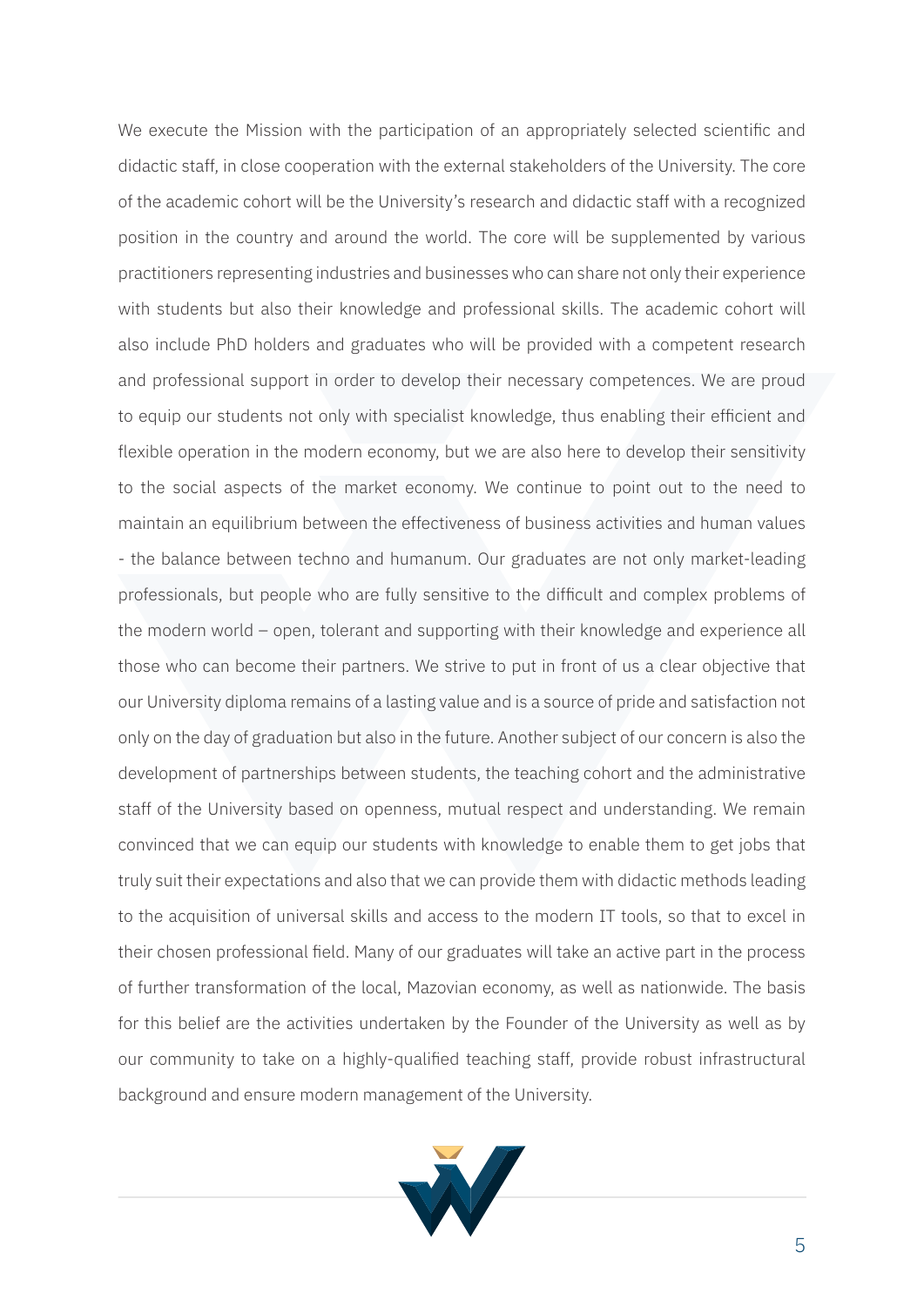We execute the Mission with the participation of an appropriately selected scientific and didactic staff, in close cooperation with the external stakeholders of the University. The core of the academic cohort will be the University's research and didactic staff with a recognized position in the country and around the world. The core will be supplemented by various practitioners representing industries and businesses who can share not only their experience with students but also their knowledge and professional skills. The academic cohort will also include PhD holders and graduates who will be provided with a competent research and professional support in order to develop their necessary competences. We are proud to equip our students not only with specialist knowledge, thus enabling their efficient and flexible operation in the modern economy, but we are also here to develop their sensitivity to the social aspects of the market economy. We continue to point out to the need to maintain an equilibrium between the effectiveness of business activities and human values - the balance between techno and humanum. Our graduates are not only market-leading professionals, but people who are fully sensitive to the difficult and complex problems of the modern world – open, tolerant and supporting with their knowledge and experience all those who can become their partners. We strive to put in front of us a clear objective that our University diploma remains of a lasting value and is a source of pride and satisfaction not only on the day of graduation but also in the future. Another subject of our concern is also the development of partnerships between students, the teaching cohort and the administrative staff of the University based on openness, mutual respect and understanding. We remain convinced that we can equip our students with knowledge to enable them to get jobs that truly suit their expectations and also that we can provide them with didactic methods leading to the acquisition of universal skills and access to the modern IT tools, so that to excel in their chosen professional field. Many of our graduates will take an active part in the process of further transformation of the local, Mazovian economy, as well as nationwide. The basis for this belief are the activities undertaken by the Founder of the University as well as by our community to take on a highly-qualified teaching staff, provide robust infrastructural background and ensure modern management of the University.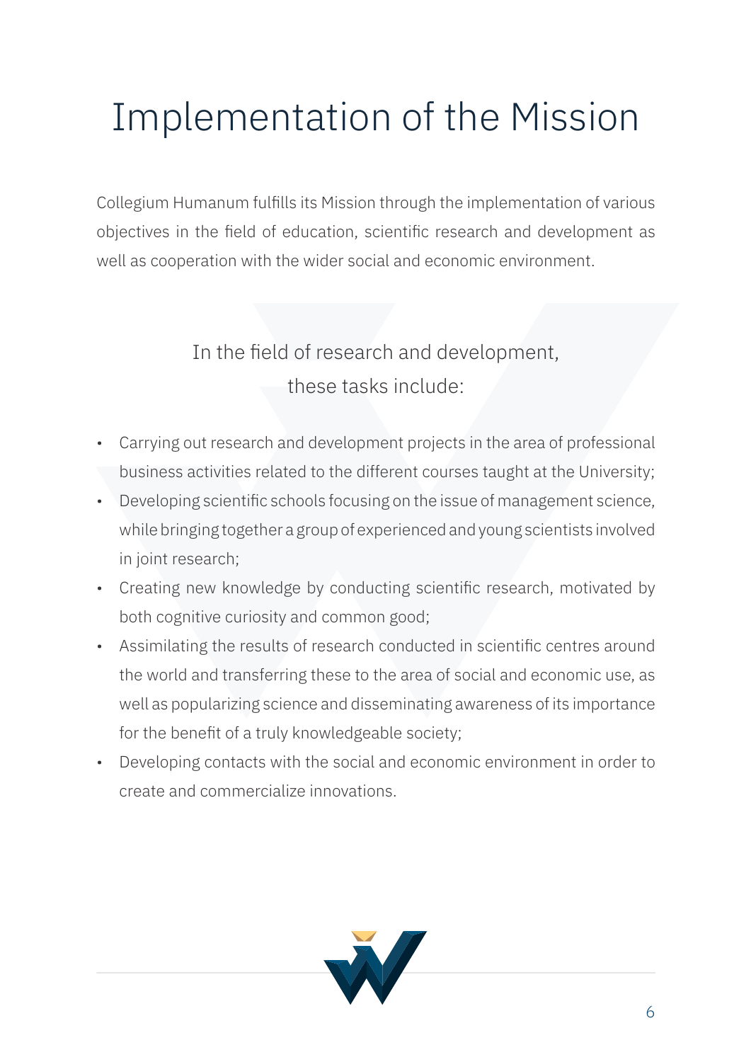# Implementation of the Mission

Collegium Humanum fulfills its Mission through the implementation of various objectives in the field of education, scientific research and development as well as cooperation with the wider social and economic environment.

## In the field of research and development, these tasks include:

- Carrying out research and development projects in the area of professional business activities related to the different courses taught at the University;
- Developing scientific schools focusing on the issue of management science, while bringing together a group of experienced and young scientists involved in joint research;
- Creating new knowledge by conducting scientific research, motivated by both cognitive curiosity and common good;
- Assimilating the results of research conducted in scientific centres around the world and transferring these to the area of social and economic use, as well as popularizing science and disseminating awareness of its importance for the benefit of a truly knowledgeable society;
- Developing contacts with the social and economic environment in order to create and commercialize innovations.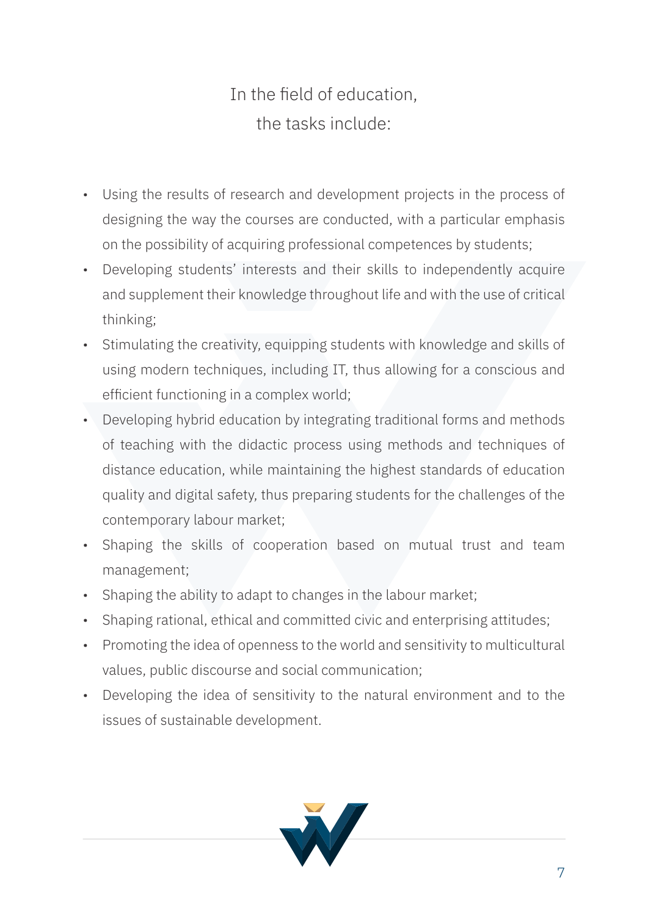## In the field of education, the tasks include:

- Using the results of research and development projects in the process of designing the way the courses are conducted, with a particular emphasis on the possibility of acquiring professional competences by students;
- Developing students' interests and their skills to independently acquire and supplement their knowledge throughout life and with the use of critical thinking;
- Stimulating the creativity, equipping students with knowledge and skills of using modern techniques, including IT, thus allowing for a conscious and efficient functioning in a complex world;
- Developing hybrid education by integrating traditional forms and methods of teaching with the didactic process using methods and techniques of distance education, while maintaining the highest standards of education quality and digital safety, thus preparing students for the challenges of the contemporary labour market;
- Shaping the skills of cooperation based on mutual trust and team management;
- Shaping the ability to adapt to changes in the labour market;
- Shaping rational, ethical and committed civic and enterprising attitudes;
- Promoting the idea of openness to the world and sensitivity to multicultural values, public discourse and social communication;
- Developing the idea of sensitivity to the natural environment and to the issues of sustainable development.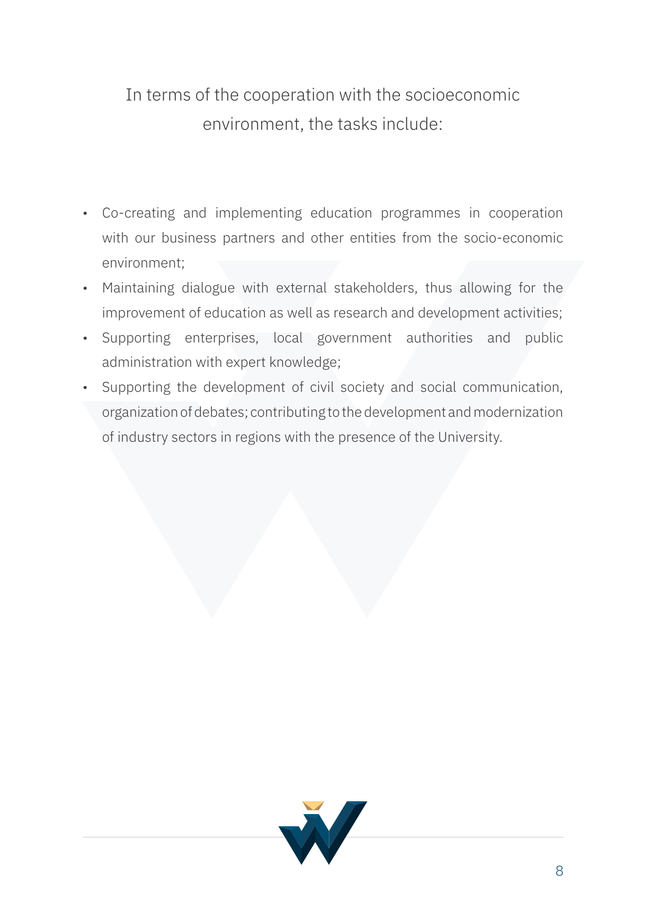In terms of the cooperation with the socioeconomic environment, the tasks include:

- Co-creating and implementing education programmes in cooperation with our business partners and other entities from the socio-economic environment;
- Maintaining dialogue with external stakeholders, thus allowing for the improvement of education as well as research and development activities;
- Supporting enterprises, local government authorities and public administration with expert knowledge;
- Supporting the development of civil society and social communication, organization of debates; contributing to the development and modernization of industry sectors in regions with the presence of the University.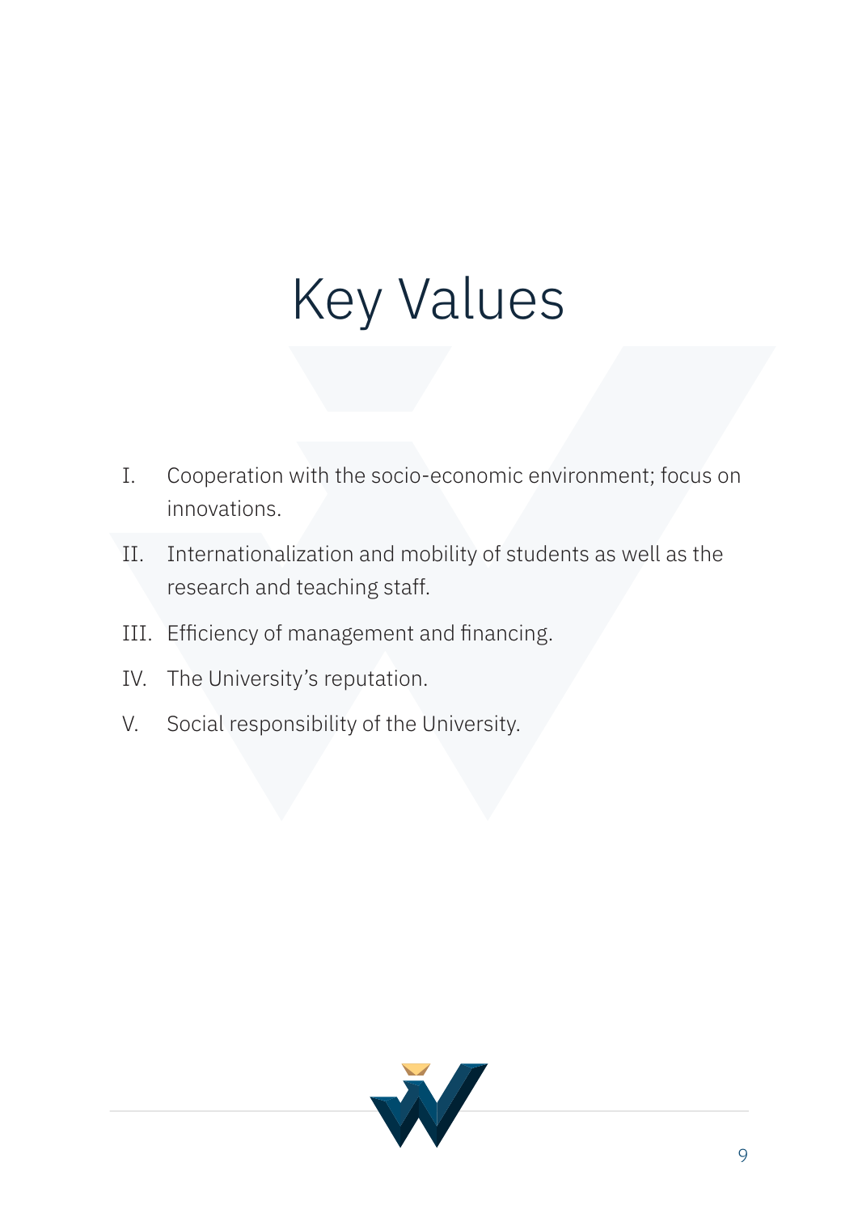# Key Values

I. Cooperation with the socio-economic environment; focus on innovations.

II. Internationalization and mobility of students as well as the research and teaching staff.

III. Efficiency of management and financing.

IV. The University's reputation.

V. Social responsibility of the University.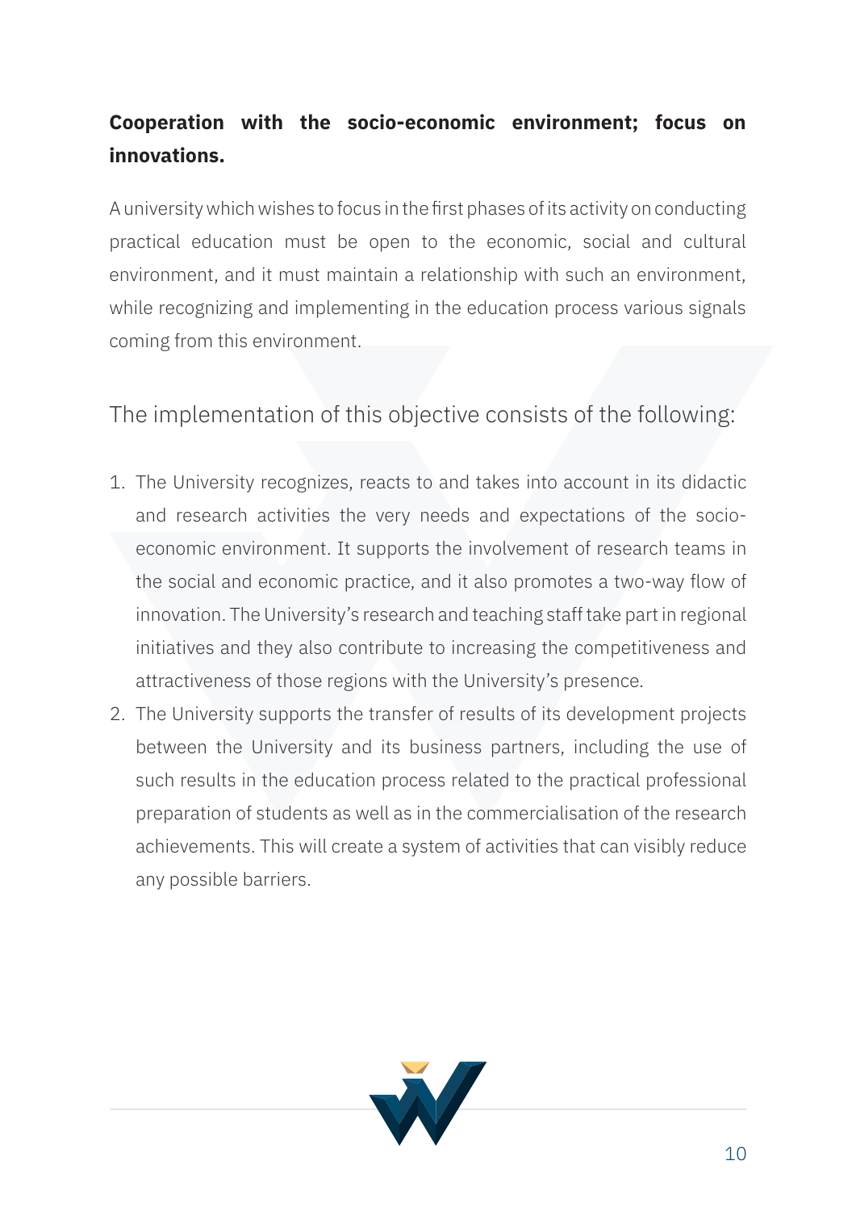**Cooperation with the socio-economic environment; focus on innovations.**

A university which wishes to focus in the first phases of its activity on conducting practical education must be open to the economic, social and cultural environment, and it must maintain a relationship with such an environment, while recognizing and implementing in the education process various signals coming from this environment.

The implementation of this objective consists of the following:

1. The University recognizes, reacts to and takes into account in its didactic and research activities the very needs and expectations of the socio-economic environment. It supports the involvement of research teams in the social and economic practice, and it also promotes a two-way flow of innovation. The University's research and teaching staff take part in regional initiatives and they also contribute to increasing the competitiveness and attractiveness of those regions with the University's presence.
2. The University supports the transfer of results of its development projects between the University and its business partners, including the use of such results in the education process related to the practical professional preparation of students as well as in the commercialisation of the research achievements. This will create a system of activities that can visibly reduce any possible barriers.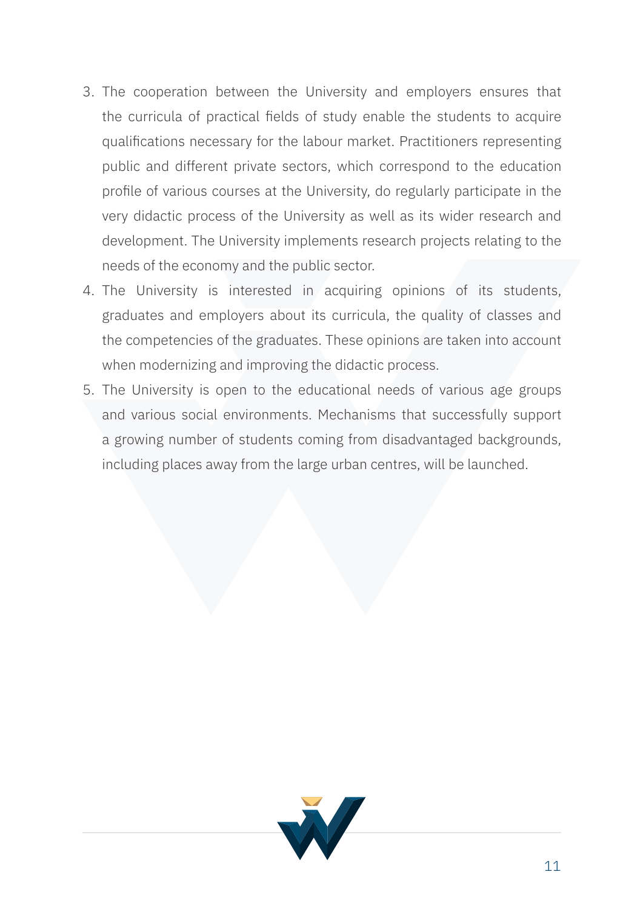3. The cooperation between the University and employers ensures that the curricula of practical fields of study enable the students to acquire qualifications necessary for the labour market. Practitioners representing public and different private sectors, which correspond to the education profile of various courses at the University, do regularly participate in the very didactic process of the University as well as its wider research and development. The University implements research projects relating to the needs of the economy and the public sector.
4. The University is interested in acquiring opinions of its students, graduates and employers about its curricula, the quality of classes and the competencies of the graduates. These opinions are taken into account when modernizing and improving the didactic process.
5. The University is open to the educational needs of various age groups and various social environments. Mechanisms that successfully support a growing number of students coming from disadvantaged backgrounds, including places away from the large urban centres, will be launched.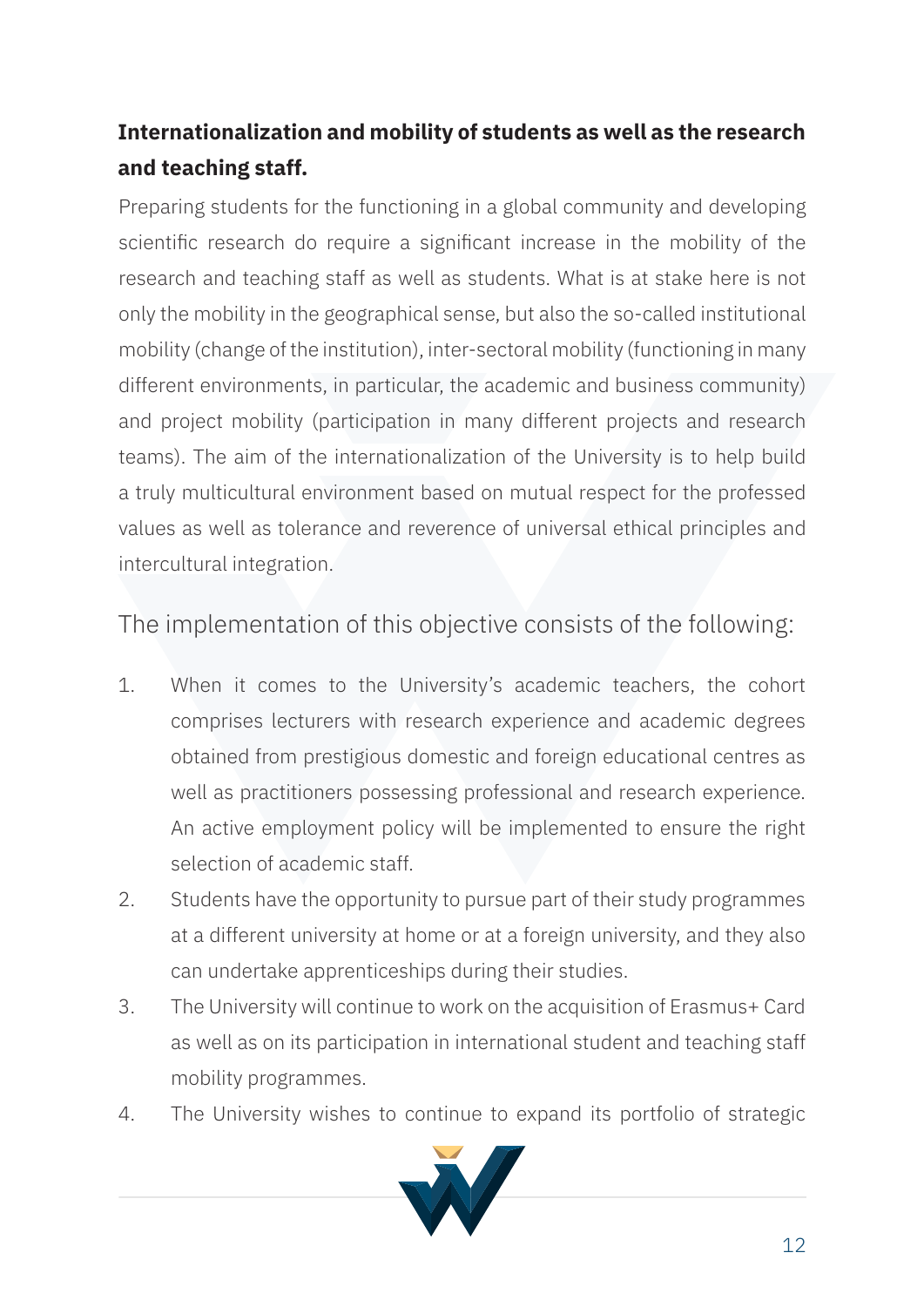**Internationalization and mobility of students as well as the research and teaching staff.**

Preparing students for the functioning in a global community and developing scientific research do require a significant increase in the mobility of the research and teaching staff as well as students. What is at stake here is not only the mobility in the geographical sense, but also the so-called institutional mobility (change of the institution), inter-sectoral mobility (functioning in many different environments, in particular, the academic and business community) and project mobility (participation in many different projects and research teams). The aim of the internationalization of the University is to help build a truly multicultural environment based on mutual respect for the professed values as well as tolerance and reverence of universal ethical principles and intercultural integration.

The implementation of this objective consists of the following:

1. When it comes to the University's academic teachers, the cohort comprises lecturers with research experience and academic degrees obtained from prestigious domestic and foreign educational centres as well as practitioners possessing professional and research experience. An active employment policy will be implemented to ensure the right selection of academic staff.
2. Students have the opportunity to pursue part of their study programmes at a different university at home or at a foreign university, and they also can undertake apprenticeships during their studies.
3. The University will continue to work on the acquisition of Erasmus+ Card as well as on its participation in international student and teaching staff mobility programmes.
4. The University wishes to continue to expand its portfolio of strategic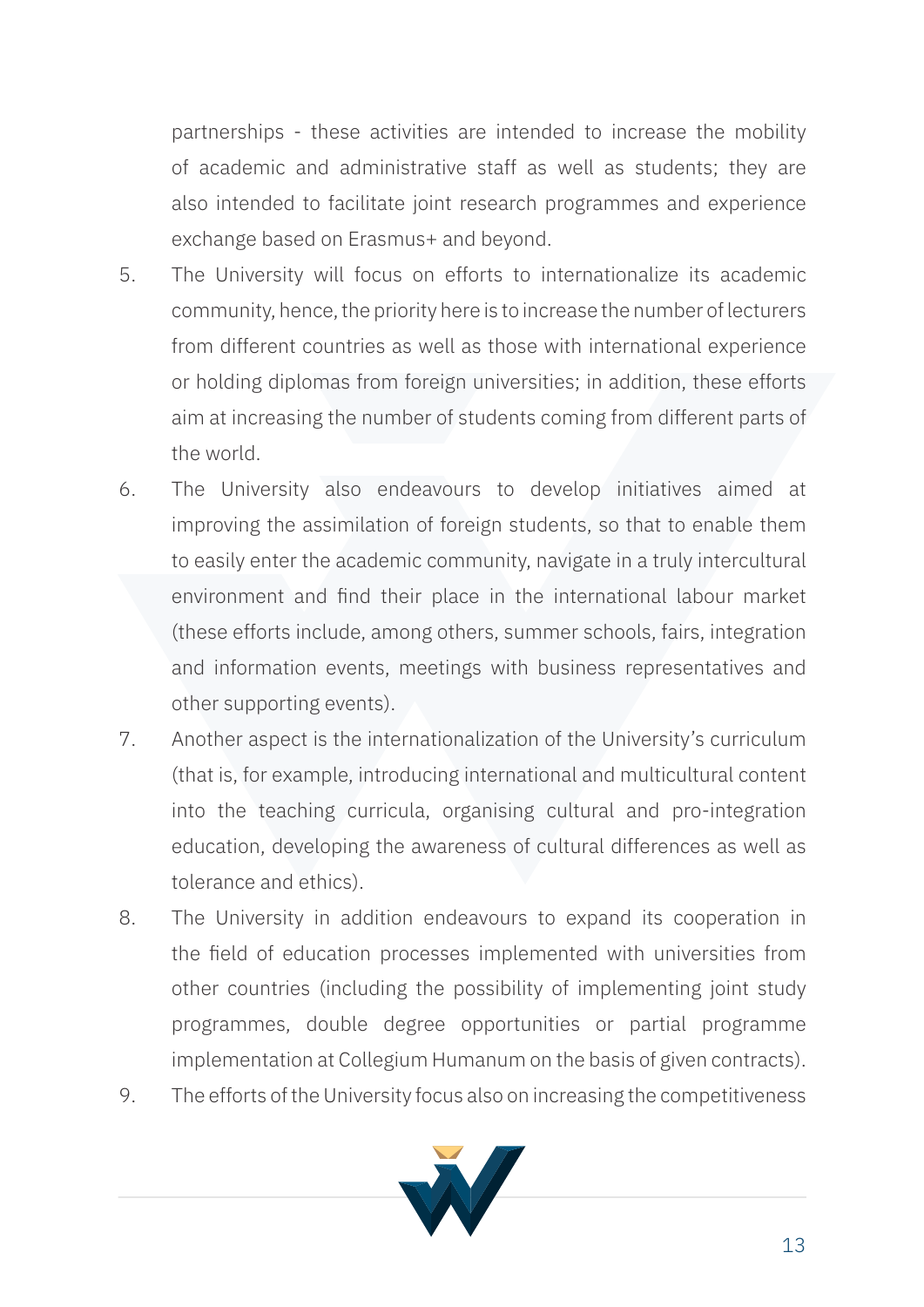partnerships - these activities are intended to increase the mobility of academic and administrative staff as well as students; they are also intended to facilitate joint research programmes and experience exchange based on Erasmus+ and beyond.

5. The University will focus on efforts to internationalize its academic community, hence, the priority here is to increase the number of lecturers from different countries as well as those with international experience or holding diplomas from foreign universities; in addition, these efforts aim at increasing the number of students coming from different parts of the world.
6. The University also endeavours to develop initiatives aimed at improving the assimilation of foreign students, so that to enable them to easily enter the academic community, navigate in a truly intercultural environment and find their place in the international labour market (these efforts include, among others, summer schools, fairs, integration and information events, meetings with business representatives and other supporting events).
7. Another aspect is the internationalization of the University's curriculum (that is, for example, introducing international and multicultural content into the teaching curricula, organising cultural and pro-integration education, developing the awareness of cultural differences as well as tolerance and ethics).
8. The University in addition endeavours to expand its cooperation in the field of education processes implemented with universities from other countries (including the possibility of implementing joint study programmes, double degree opportunities or partial programme implementation at Collegium Humanum on the basis of given contracts).
9. The efforts of the University focus also on increasing the competitiveness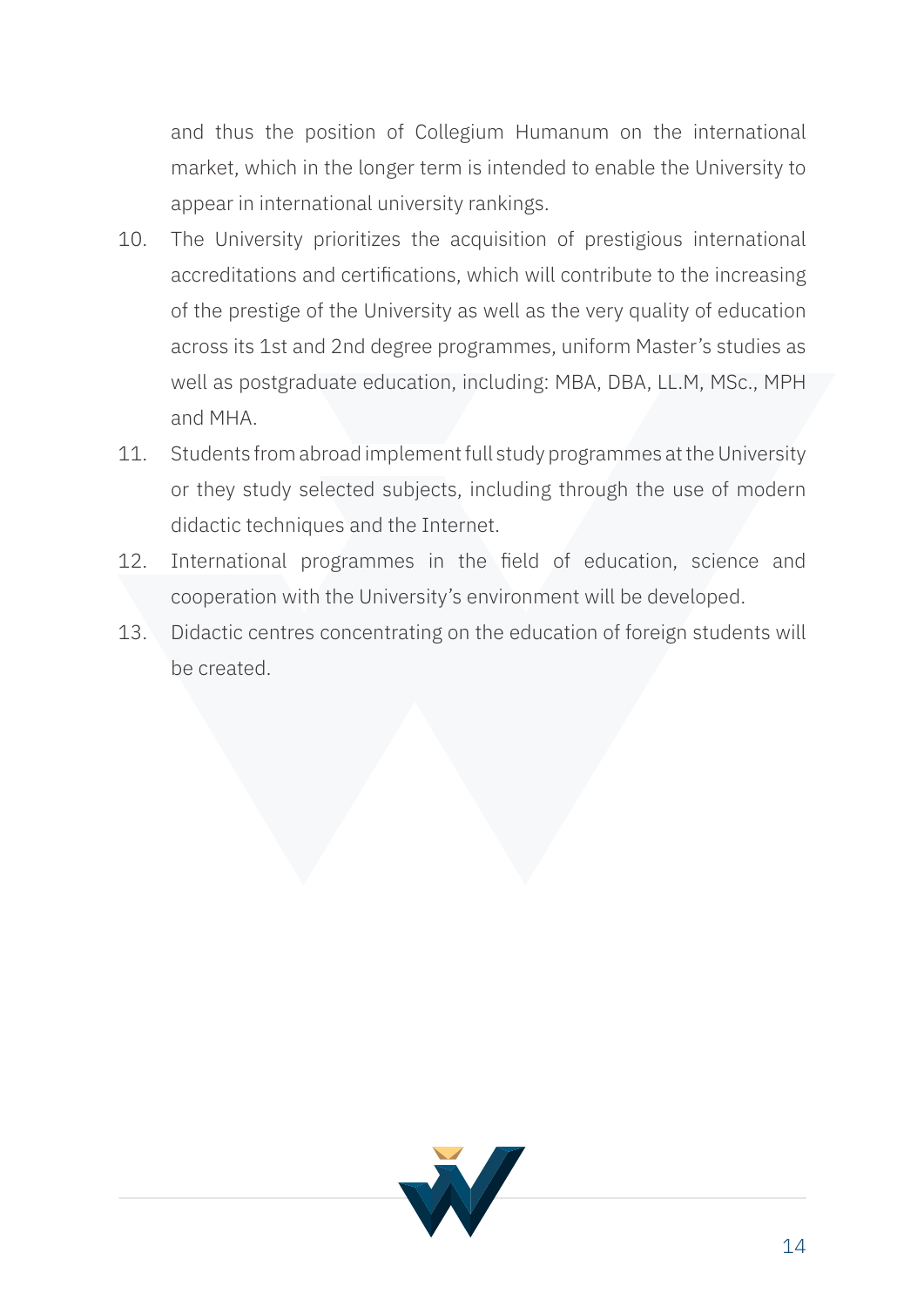and thus the position of Collegium Humanum on the international market, which in the longer term is intended to enable the University to appear in international university rankings.

10. The University prioritizes the acquisition of prestigious international accreditations and certifications, which will contribute to the increasing of the prestige of the University as well as the very quality of education across its 1st and 2nd degree programmes, uniform Master's studies as well as postgraduate education, including: MBA, DBA, LL.M, MSc., MPH and MHA.
11. Students from abroad implement full study programmes at the University or they study selected subjects, including through the use of modern didactic techniques and the Internet.
12. International programmes in the field of education, science and cooperation with the University's environment will be developed.
13. Didactic centres concentrating on the education of foreign students will be created.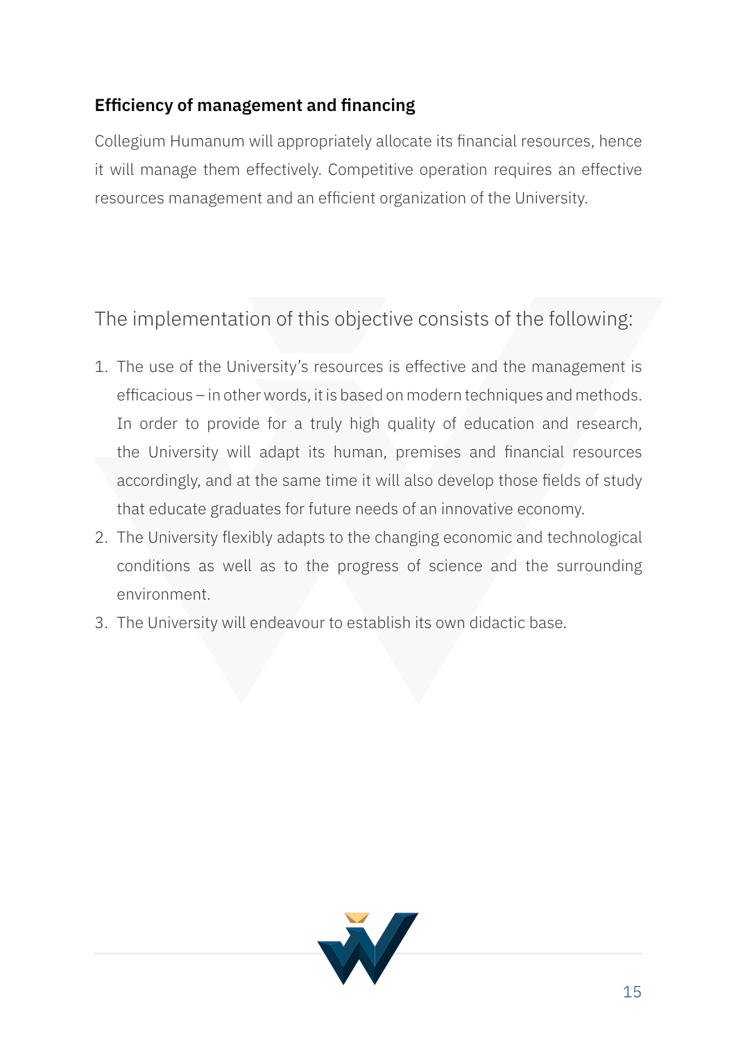### Efficiency of management and financing

Collegium Humanum will appropriately allocate its financial resources, hence it will manage them effectively. Competitive operation requires an effective resources management and an efficient organization of the University.

The implementation of this objective consists of the following:

1. The use of the University's resources is effective and the management is efficacious – in other words, it is based on modern techniques and methods. In order to provide for a truly high quality of education and research, the University will adapt its human, premises and financial resources accordingly, and at the same time it will also develop those fields of study that educate graduates for future needs of an innovative economy.
2. The University flexibly adapts to the changing economic and technological conditions as well as to the progress of science and the surrounding environment.
3. The University will endeavour to establish its own didactic base.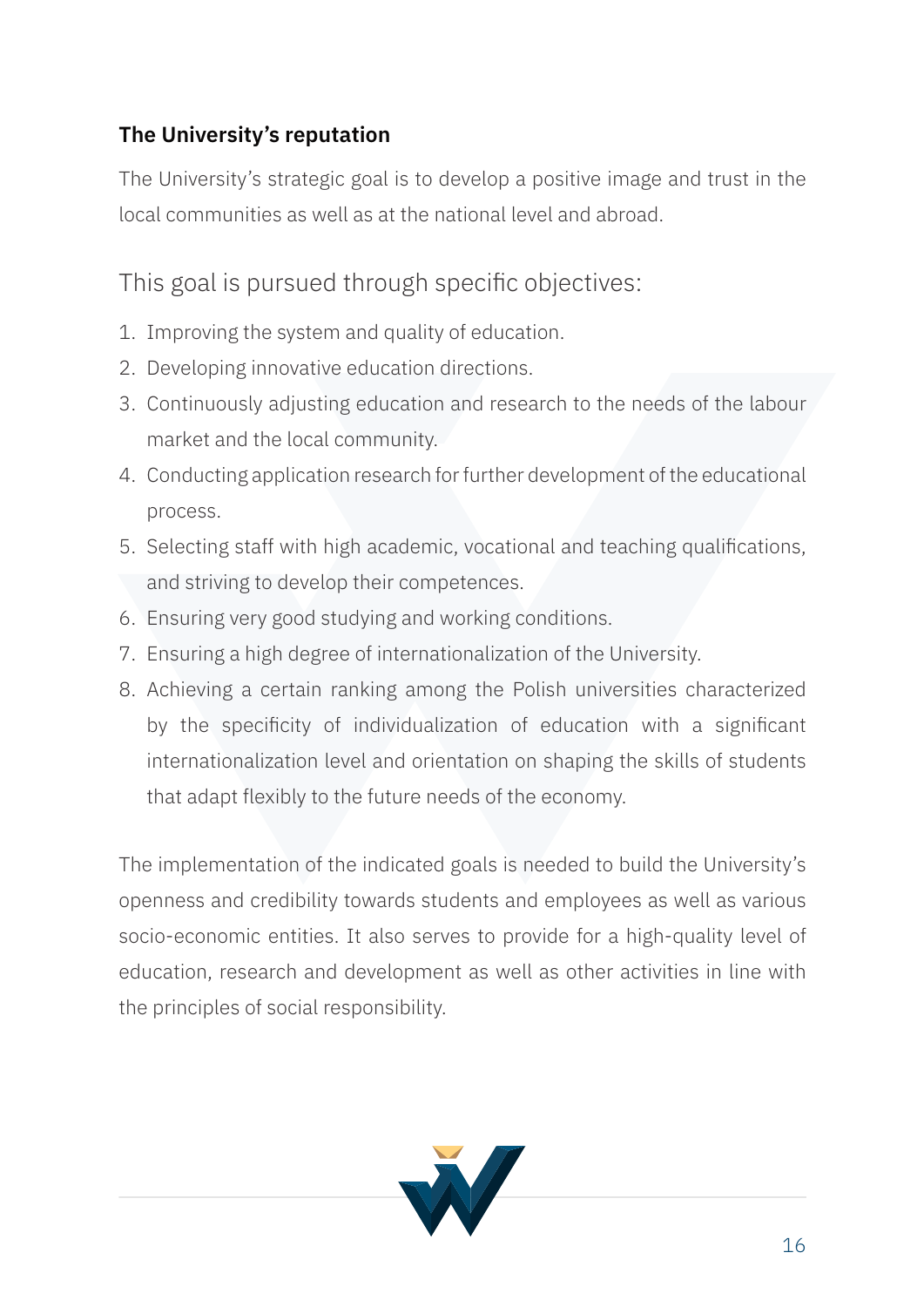## The University's reputation

The University's strategic goal is to develop a positive image and trust in the local communities as well as at the national level and abroad.

This goal is pursued through specific objectives:

1. Improving the system and quality of education.
2. Developing innovative education directions.
3. Continuously adjusting education and research to the needs of the labour market and the local community.
4. Conducting application research for further development of the educational process.
5. Selecting staff with high academic, vocational and teaching qualifications, and striving to develop their competences.
6. Ensuring very good studying and working conditions.
7. Ensuring a high degree of internationalization of the University.
8. Achieving a certain ranking among the Polish universities characterized by the specificity of individualization of education with a significant internationalization level and orientation on shaping the skills of students that adapt flexibly to the future needs of the economy.

The implementation of the indicated goals is needed to build the University's openness and credibility towards students and employees as well as various socio-economic entities. It also serves to provide for a high-quality level of education, research and development as well as other activities in line with the principles of social responsibility.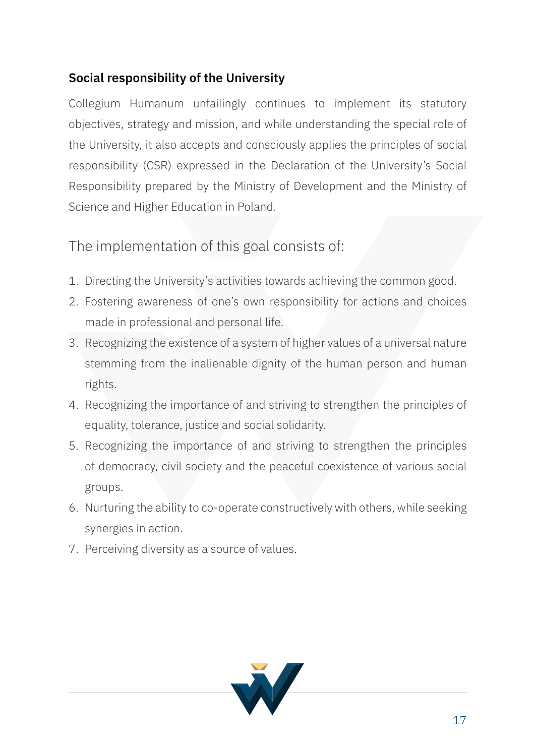## Social responsibility of the University

Collegium Humanum unfailingly continues to implement its statutory objectives, strategy and mission, and while understanding the special role of the University, it also accepts and consciously applies the principles of social responsibility (CSR) expressed in the Declaration of the University's Social Responsibility prepared by the Ministry of Development and the Ministry of Science and Higher Education in Poland.

### The implementation of this goal consists of:

1. Directing the University's activities towards achieving the common good.
2. Fostering awareness of one's own responsibility for actions and choices made in professional and personal life.
3. Recognizing the existence of a system of higher values of a universal nature stemming from the inalienable dignity of the human person and human rights.
4. Recognizing the importance of and striving to strengthen the principles of equality, tolerance, justice and social solidarity.
5. Recognizing the importance of and striving to strengthen the principles of democracy, civil society and the peaceful coexistence of various social groups.
6. Nurturing the ability to co-operate constructively with others, while seeking synergies in action.
7. Perceiving diversity as a source of values.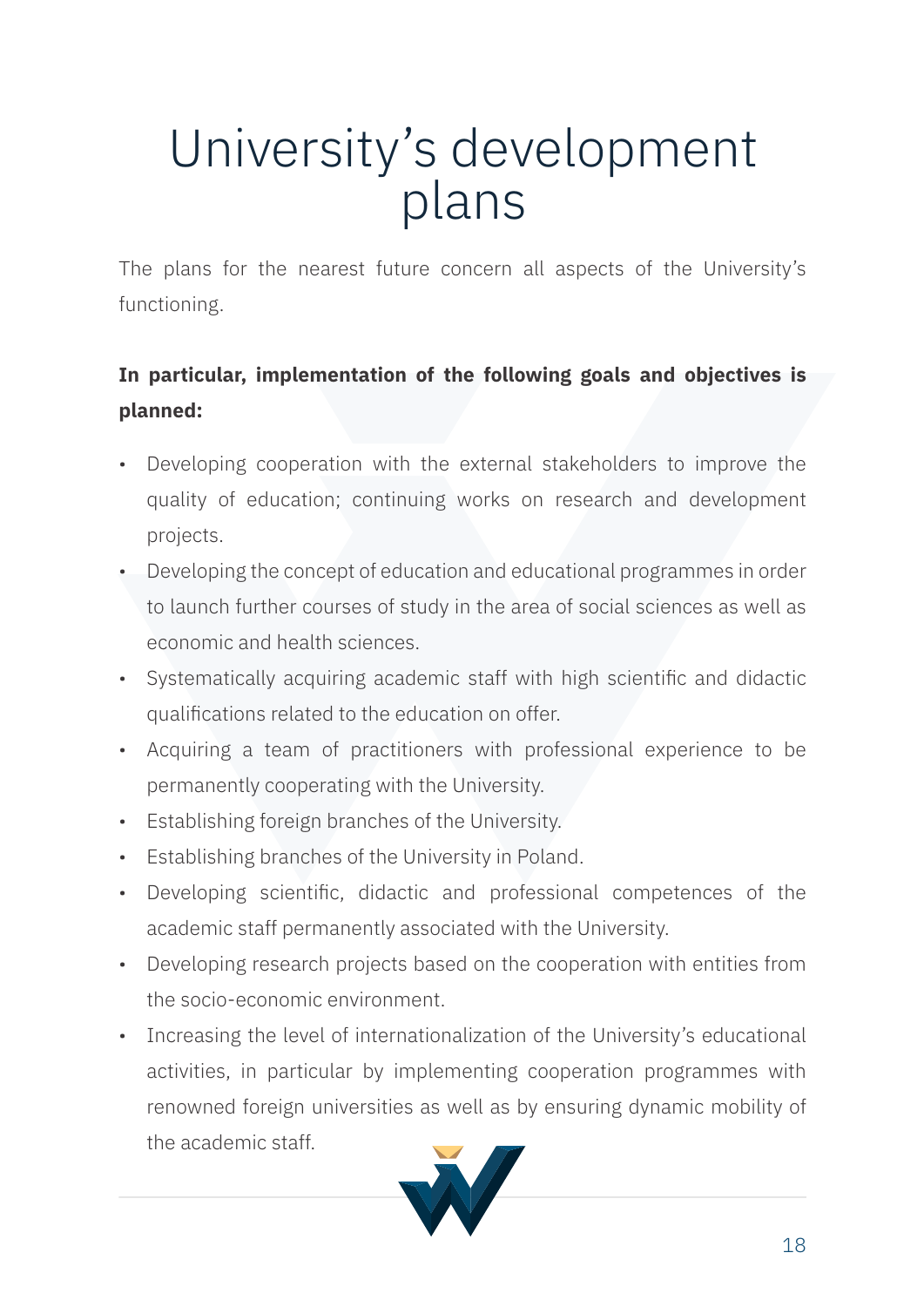# University's development plans

The plans for the nearest future concern all aspects of the University's functioning.

**In particular, implementation of the following goals and objectives is planned:**

- Developing cooperation with the external stakeholders to improve the quality of education; continuing works on research and development projects.
- Developing the concept of education and educational programmes in order to launch further courses of study in the area of social sciences as well as economic and health sciences.
- Systematically acquiring academic staff with high scientific and didactic qualifications related to the education on offer.
- Acquiring a team of practitioners with professional experience to be permanently cooperating with the University.
- Establishing foreign branches of the University.
- Establishing branches of the University in Poland.
- Developing scientific, didactic and professional competences of the academic staff permanently associated with the University.
- Developing research projects based on the cooperation with entities from the socio-economic environment.
- Increasing the level of internationalization of the University's educational activities, in particular by implementing cooperation programmes with renowned foreign universities as well as by ensuring dynamic mobility of the academic staff.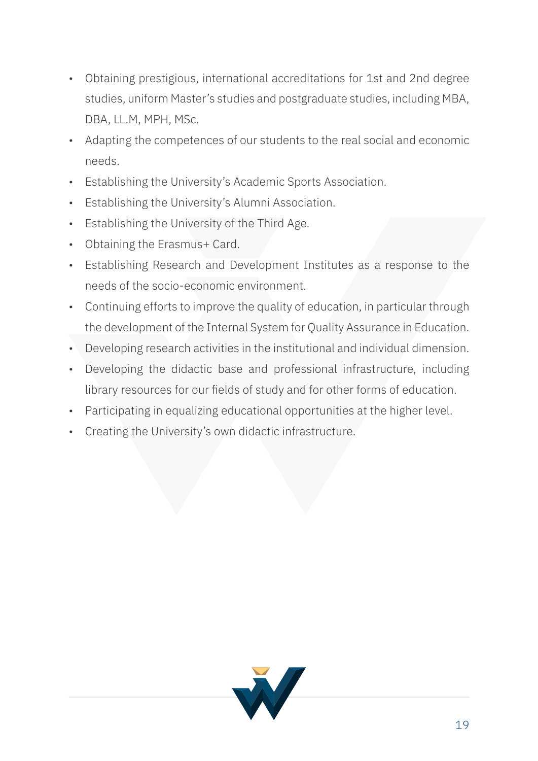- Obtaining prestigious, international accreditations for 1st and 2nd degree studies, uniform Master's studies and postgraduate studies, including MBA, DBA, LL.M, MPH, MSc.
- Adapting the competences of our students to the real social and economic needs.
- Establishing the University's Academic Sports Association.
- Establishing the University's Alumni Association.
- Establishing the University of the Third Age.
- Obtaining the Erasmus+ Card.
- Establishing Research and Development Institutes as a response to the needs of the socio-economic environment.
- Continuing efforts to improve the quality of education, in particular through the development of the Internal System for Quality Assurance in Education.
- Developing research activities in the institutional and individual dimension.
- Developing the didactic base and professional infrastructure, including library resources for our fields of study and for other forms of education.
- Participating in equalizing educational opportunities at the higher level.
- Creating the University's own didactic infrastructure.